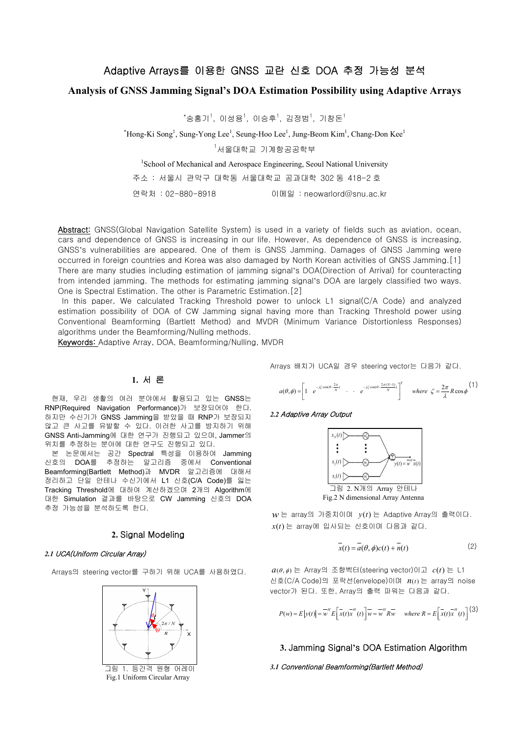# Adaptive Arrays를 이용한 GNSS 교란 신호 DOA 추정 가능성 분석

## Analysis of GNSS Jamming Signal's DOA Estimation Possibility using Adaptive Arrays

*송홍기[1], 이성용[1], 이승후[1], 김정범[1], 기창돈[1]

*Hong-Ki Song[1], Sung-Yong Lee[1], Seung-Hoo Lee[1], Jung-Beom Kim[1], Chang-Don Kee[1]

[1]서울대학교 기계항공공학부

[1]School of Mechanical and Aerospace Engineering, Seoul National University

주소 : 서울시 관악구 대학동 서울대학교 공과대학 302 동 418-2 호

연락처 : 02-880-8918 이메일 : neowarlord@snu.ac.kr

**Abstract:** GNSS(Global Navigation Satellite System) is used in a variety of fields such as aviation, ocean, cars and dependence of GNSS is increasing in our life. However, As dependence of GNSS is increasing, GNSS's vulnerabilities are appeared. One of them is GNSS Jamming. Damages of GNSS Jamming were occurred in foreign countries and Korea was also damaged by North Korean activities of GNSS Jamming.[1] There are many studies including estimation of jamming signal's DOA(Direction of Arrival) for counteracting from intended jamming. The methods for estimating jamming signal's DOA are largely classified two ways. One is Spectral Estimation. The other is Parametric Estimation.[2]

In this paper, We calculated Tracking Threshold power to unlock L1 signal(C/A Code) and analyzed estimation possibility of DOA of CW Jamming signal having more than Tracking Threshold power using Conventional Beamforming (Bartlett Method) and MVDR (Minimum Variance Distortionless Responses) algorithms under the Beamforming/Nulling methods.

**Keywords:** Adaptive Array, DOA, Beamforming/Nulling, MVDR

## 1. 서 론

현재, 우리 생활의 여러 분야에서 활용되고 있는 GNSS는 RNP(Required Navigation Performance)가 보장되어야 한다. 하지만 수신기가 GNSS Jamming을 받았을 때 RNP가 보장되지 않고 큰 사고를 유발할 수 있다. 이러한 사고를 방지하기 위해 GNSS Anti-Jamming에 대한 연구가 진행되고 있으며, Jammer의 위치를 추정하는 분야에 대한 연구도 진행되고 있다.

본 논문에서는 공간 Spectral 특성을 이용하여 Jamming 신호의 DOA를 추정하는 알고리즘 중에서 Conventional Beamforming(Bartlett Method)과 MVDR 알고리즘에 대해서 정리하고 단일 안테나 수신기에서 L1 신호(C/A Code)를 잃는 Tracking Threshold에 대하여 계산하겠으며 2개의 Algorithm에 대한 Simulation 결과를 바탕으로 CW Jamming 신호의 DOA 추정 가능성을 분석하도록 한다.

## 2. Signal Modeling

### 2.1 UCA(Uniform Circular Array)

Arrays의 steering vector를 구하기 위해 UCA를 사용하였다.

그림 1. 등간격 원형 어레이
Fig.1 Uniform Circular Array

Arrays 배치가 UCA일 경우 steering vector는 다음과 같다.

$$a(\theta,\phi)=\left[1 \quad e^{-j\zeta\cos(\theta-\frac{2\pi}{N})} \quad \cdot \quad \cdot \quad e^{-j\zeta\cos(\theta-\frac{2\pi(N-1)}{N})}\right]^T \quad where\ \ \zeta=\frac{2\pi}{\lambda}R\cos\phi \tag{1}$$

### 2.2 Adaptive Array Output

그림 2. N개의 Array 안테나
Fig.2 N dimensional Array Antenna

$w$ 는 array의 가중치이며 $y(t)$ 는 Adaptive Array의 출력이다. $x(t)$ 는 array에 입사되는 신호이며 다음과 같다.

$$\overline{x}(t)=\overline{a}(\theta,\phi)c(t)+\overline{n}(t) \tag{2}$$

$a(\theta,\phi)$ 는 Array의 조향벡터(steering vector)이고 $c(t)$ 는 L1 신호(C/A Code)의 포락선(envelope)이며 $n(t)$ 는 array의 noise vector가 된다. 또한, Array의 출력 파워는 다음과 같다.

$$P(w)=E\left|y(t)\right|=\overline{w}^H E\left[\overline{x}(t)\overline{x}^H(t)\right]\overline{w}=\overline{w}^H R\overline{w} \quad where\ R=E\left[\overline{x}(t)\overline{x}^H(t)\right] \tag{3}$$

## 3. Jamming Signal's DOA Estimation Algorithm

### 3.1 Conventional Beamforming(Bartlett Method)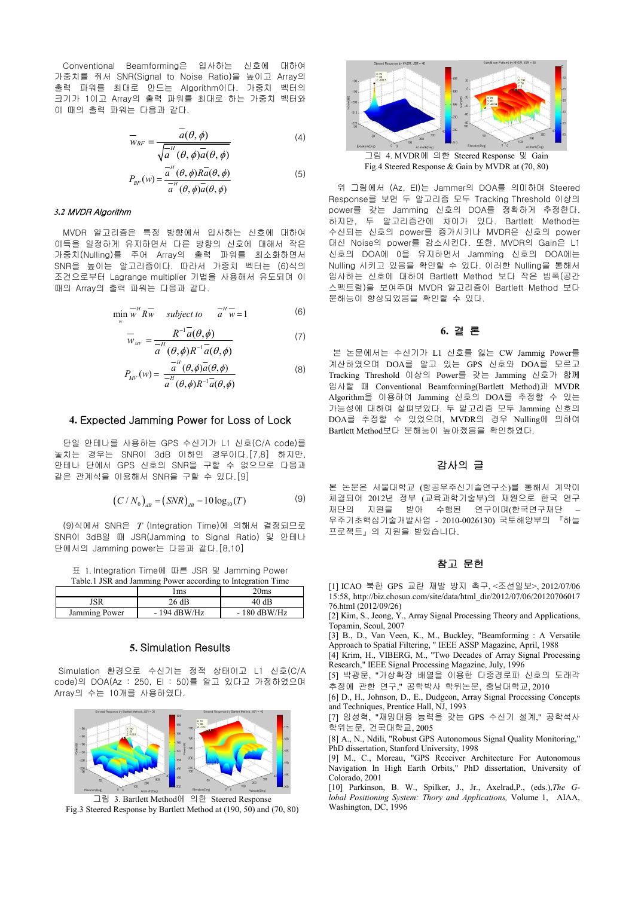Conventional Beamforming은 입사하는 신호에 대하여 가중치를 줘서 SNR(Signal to Noise Ratio)을 높이고 Array의 출력 파워를 최대로 만드는 Algorithm이다. 가중치 벡터의 크기가 1이고 Array의 출력 파워를 최대로 하는 가중치 벡터와 이 때의 출력 파워는 다음과 같다.

$$\bar{w}_{BF} = \frac{\bar{a}(\theta,\phi)}{\sqrt{\bar{a}^H(\theta,\phi)\bar{a}(\theta,\phi)}} \tag{4}$$

$$P_{BF}(w) = \frac{\bar{a}^H(\theta,\phi)R\bar{a}(\theta,\phi)}{\bar{a}^H(\theta,\phi)\bar{a}(\theta,\phi)} \tag{5}$$

### *3.2 MVDR Algorithm*

MVDR 알고리즘은 특정 방향에서 입사하는 신호에 대하여 이득을 일정하게 유지하면서 다른 방향의 신호에 대해서 작은 가중치(Nulling)를 주어 Array의 출력 파워를 최소화하면서 SNR을 높이는 알고리즘이다. 따라서 가중치 벡터는 (6)식의 조건으로부터 Lagrange multiplier 기법을 사용해서 유도되며 이 때의 Array의 출력 파워는 다음과 같다.

$$\min_{w} \bar{w}^H R\bar{w} \quad subject\ to \quad \bar{a}^H\bar{w} = 1 \tag{6}$$

$$\bar{w}_{MV} = \frac{R^{-1}\bar{a}(\theta,\phi)}{\bar{a}^H(\theta,\phi)R^{-1}\bar{a}(\theta,\phi)} \tag{7}$$

$$P_{MV}(w) = \frac{\bar{a}^H(\theta,\phi)\bar{a}(\theta,\phi)}{\bar{a}^H(\theta,\phi)R^{-1}\bar{a}(\theta,\phi)} \tag{8}$$

## 4. Expected Jamming Power for Loss of Lock

단일 안테나를 사용하는 GPS 수신기가 L1 신호(C/A code)를 놓치는 경우는 SNR이 3dB 이하인 경우이다.[7,8] 하지만, 안테나 단에서 GPS 신호의 SNR을 구할 수 없으므로 다음과 같은 관계식을 이용해서 SNR을 구할 수 있다.[9]

$$(C/N_0)_{dB} = (SNR)_{dB} - 10\log_{10}(T) \tag{9}$$

(9)식에서 SNR은 $T$ (Integration Time)에 의해서 결정되므로 SNR이 3dB일 때 JSR(Jamming to Signal Ratio) 및 안테나 단에서의 Jamming power는 다음과 같다.[8,10]

표 1. Integration Time에 따른 JSR 및 Jamming Power
Table.1 JSR and Jamming Power according to Integration Time

| | 1ms | 20ms |
|---|---|---|
| JSR | 26 dB | 40 dB |
| Jamming Power | - 194 dBW/Hz | - 180 dBW/Hz |

## 5. Simulation Results

Simulation 환경으로 수신기는 정적 상태이고 L1 신호(C/A code)의 DOA(Az : 250, El : 50)를 알고 있다고 가정하였으며 Array의 수는 10개를 사용하였다.

그림 3. Bartlett Method에 의한 Steered Response
Fig.3 Steered Response by Bartlett Method at (190, 50) and (70, 80)

그림 4. MVDR에 의한 Steered Response 및 Gain
Fig.4 Steered Response & Gain by MVDR at (70, 80)

위 그림에서 (Az, El)는 Jammer의 DOA를 의미하며 Steered Response를 보면 두 알고리즘 모두 Tracking Threshold 이상의 power를 갖는 Jamming 신호의 DOA를 정확하게 추정한다. 하지만, 두 알고리즘간에 차이가 있다. Bartlett Method는 수신되는 신호의 power를 증가시키나 MVDR은 신호의 power 대신 Noise의 power를 감소시킨다. 또한, MVDR의 Gain은 L1 신호의 DOA에 0을 유지하면서 Jamming 신호의 DOA에는 Nulling 시키고 있음을 확인할 수 있다. 이러한 Nulling을 통해서 입사하는 신호에 대하여 Bartlett Method 보다 작은 빔폭(공간 스펙트럼)을 보여주며 MVDR 알고리즘이 Bartlett Method 보다 분해능이 향상되었음을 확인할 수 있다.

## 6. 결 론

본 논문에서는 수신기가 L1 신호를 잃는 CW Jammig Power를 계산하였으며 DOA를 알고 있는 GPS 신호와 DOA를 모르고 Tracking Threshold 이상의 Power를 갖는 Jamming 신호가 함께 입사할 때 Conventional Beamforming(Bartlett Method)과 MVDR Algorithm을 이용하여 Jamming 신호의 DOA를 추정할 수 있는 가능성에 대하여 살펴보았다. 두 알고리즘 모두 Jamming 신호의 DOA를 추정할 수 있었으며, MVDR의 경우 Nulling에 의하여 Bartlett Method보다 분해능이 높아졌음을 확인하였다.

## 감사의 글

본 논문은 서울대학교 (항공우주신기술연구소)를 통해서 계약이 체결되어 2012년 정부 (교육과학기술부)의 재원으로 한국 연구재단의 지원을 받아 수행된 연구이며(한국연구재단 – 우주기초핵심기술개발사업 - 2010-0026130) 국토해양부의 『하늘 프로젝트』의 지원을 받았습니다.

## 참고 문헌

[1] ICAO 북한 GPS 교란 재발 방지 촉구, <조선일보>, 2012/07/06 15:58, http://biz.chosun.com/site/data/html_dir/2012/07/06/2012070601776.html (2012/09/26)

[2] Kim, S., Jeong, Y., Array Signal Processing Theory and Applications, Topamin, Seoul, 2007

[3] B., D., Van Veen, K., M., Buckley, "Beamforming : A Versatile Approach to Spatial Filtering, " IEEE ASSP Magazine, April, 1988

[4] Krim, H., VIBERG, M., "Two Decades of Array Signal Processing Research," IEEE Signal Processing Magazine, July, 1996

[5] 박광문, "가상확장 배열을 이용한 다중경로파 신호의 도래각 추정에 관한 연구," 공학박사 학위논문, 충남대학교, 2010

[6] D., H., Johnson, D., E., Dudgeon, Array Signal Processing Concepts and Techniques, Prentice Hall, NJ, 1993

[7] 임성혁, "재밍대응 능력을 갖는 GPS 수신기 설계," 공학석사 학위논문, 건국대학교, 2005

[8] A., N., Ndili, "Robust GPS Autonomous Signal Quality Monitoring," PhD dissertation, Stanford University, 1998

[9] M., C., Moreau, "GPS Receiver Architecture For Autonomous Navigation In High Earth Orbits," PhD dissertation, University of Colorado, 2001

[10] Parkinson, B. W., Spilker, J., Jr., Axelrad,P., (eds.),*The Global Positioning System: Thory and Applications,* Volume 1, AIAA, Washington, DC, 1996